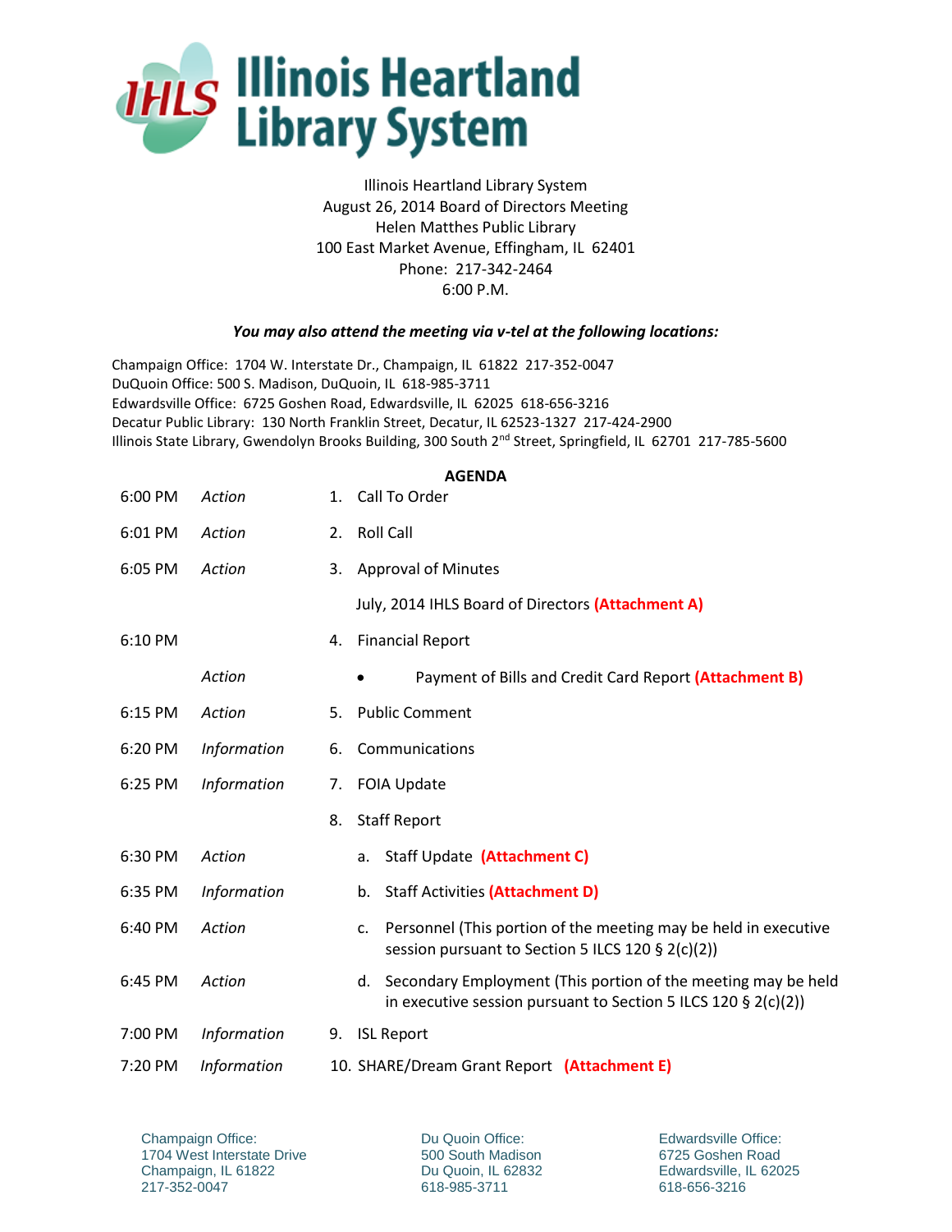# Illinois Heartland Library System

Illinois Heartland Library System
August 26, 2014 Board of Directors Meeting
Helen Matthes Public Library
100 East Market Avenue, Effingham, IL 62401
Phone: 217-342-2464
6:00 P.M.

***You may also attend the meeting via v-tel at the following locations:***

Champaign Office: 1704 W. Interstate Dr., Champaign, IL 61822 217-352-0047
DuQuoin Office: 500 S. Madison, DuQuoin, IL 618-985-3711
Edwardsville Office: 6725 Goshen Road, Edwardsville, IL 62025 618-656-3216
Decatur Public Library: 130 North Franklin Street, Decatur, IL 62523-1327 217-424-2900
Illinois State Library, Gwendolyn Brooks Building, 300 South 2nd Street, Springfield, IL 62701 217-785-5600

## AGENDA

| | | |
|---|---|---|
| 6:00 PM | *Action* | 1. Call To Order |
| 6:01 PM | *Action* | 2. Roll Call |
| 6:05 PM | *Action* | 3. Approval of Minutes |
| | | July, 2014 IHLS Board of Directors **(Attachment A)** |
| 6:10 PM | | 4. Financial Report |
| | *Action* | • Payment of Bills and Credit Card Report **(Attachment B)** |
| 6:15 PM | *Action* | 5. Public Comment |
| 6:20 PM | *Information* | 6. Communications |
| 6:25 PM | *Information* | 7. FOIA Update |
| | | 8. Staff Report |
| 6:30 PM | *Action* | a. Staff Update **(Attachment C)** |
| 6:35 PM | *Information* | b. Staff Activities **(Attachment D)** |
| 6:40 PM | *Action* | c. Personnel (This portion of the meeting may be held in executive session pursuant to Section 5 ILCS 120 § 2(c)(2)) |
| 6:45 PM | *Action* | d. Secondary Employment (This portion of the meeting may be held in executive session pursuant to Section 5 ILCS 120 § 2(c)(2)) |
| 7:00 PM | *Information* | 9. ISL Report |
| 7:20 PM | *Information* | 10. SHARE/Dream Grant Report **(Attachment E)** |

Champaign Office:
1704 West Interstate Drive
Champaign, IL 61822
217-352-0047

Du Quoin Office:
500 South Madison
Du Quoin, IL 62832
618-985-3711

Edwardsville Office:
6725 Goshen Road
Edwardsville, IL 62025
618-656-3216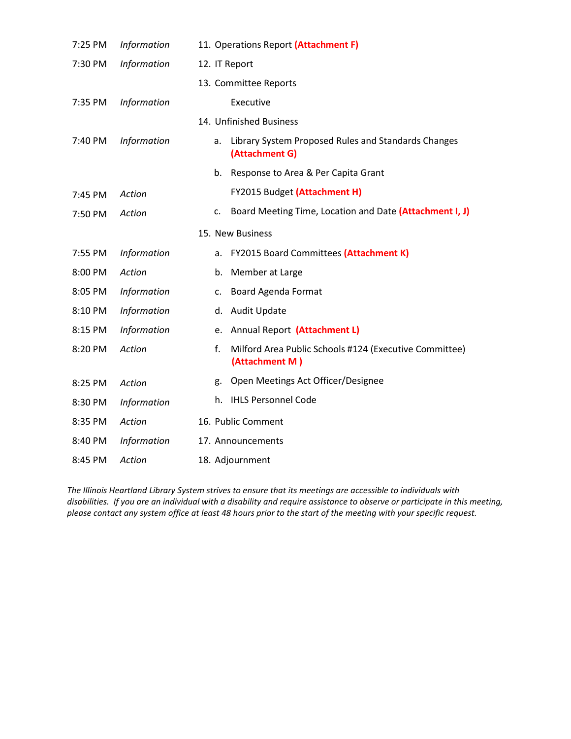| | | |
|---|---|---|
| 7:25 PM | *Information* | 11. Operations Report **(Attachment F)** |
| 7:30 PM | *Information* | 12. IT Report |
| | | 13. Committee Reports |
| 7:35 PM | *Information* | Executive |
| | | 14. Unfinished Business |
| 7:40 PM | *Information* | a. Library System Proposed Rules and Standards Changes **(Attachment G)** |
| | | b. Response to Area & Per Capita Grant |
| 7:45 PM | *Action* | FY2015 Budget **(Attachment H)** |
| 7:50 PM | *Action* | c. Board Meeting Time, Location and Date **(Attachment I, J)** |
| | | 15. New Business |
| 7:55 PM | *Information* | a. FY2015 Board Committees **(Attachment K)** |
| 8:00 PM | *Action* | b. Member at Large |
| 8:05 PM | *Information* | c. Board Agenda Format |
| 8:10 PM | *Information* | d. Audit Update |
| 8:15 PM | *Information* | e. Annual Report **(Attachment L)** |
| 8:20 PM | *Action* | f. Milford Area Public Schools #124 (Executive Committee) **(Attachment M )** |
| 8:25 PM | *Action* | g. Open Meetings Act Officer/Designee |
| 8:30 PM | *Information* | h. IHLS Personnel Code |
| 8:35 PM | *Action* | 16. Public Comment |
| 8:40 PM | *Information* | 17. Announcements |
| 8:45 PM | *Action* | 18. Adjournment |

*The Illinois Heartland Library System strives to ensure that its meetings are accessible to individuals with disabilities. If you are an individual with a disability and require assistance to observe or participate in this meeting, please contact any system office at least 48 hours prior to the start of the meeting with your specific request.*